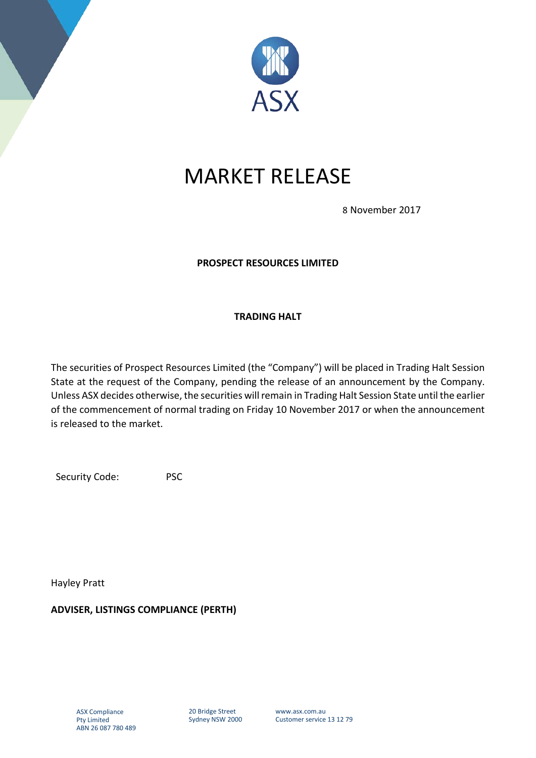# MARKET RELEASE

8 November 2017

**PROSPECT RESOURCES LIMITED**

**TRADING HALT**

The securities of Prospect Resources Limited (the "Company") will be placed in Trading Halt Session State at the request of the Company, pending the release of an announcement by the Company. Unless ASX decides otherwise, the securities will remain in Trading Halt Session State until the earlier of the commencement of normal trading on Friday 10 November 2017 or when the announcement is released to the market.

Security Code: PSC

Hayley Pratt

**ADVISER, LISTINGS COMPLIANCE (PERTH)**

ASX Compliance Pty Limited
ABN 26 087 780 489

20 Bridge Street
Sydney NSW 2000

www.asx.com.au
Customer service 13 12 79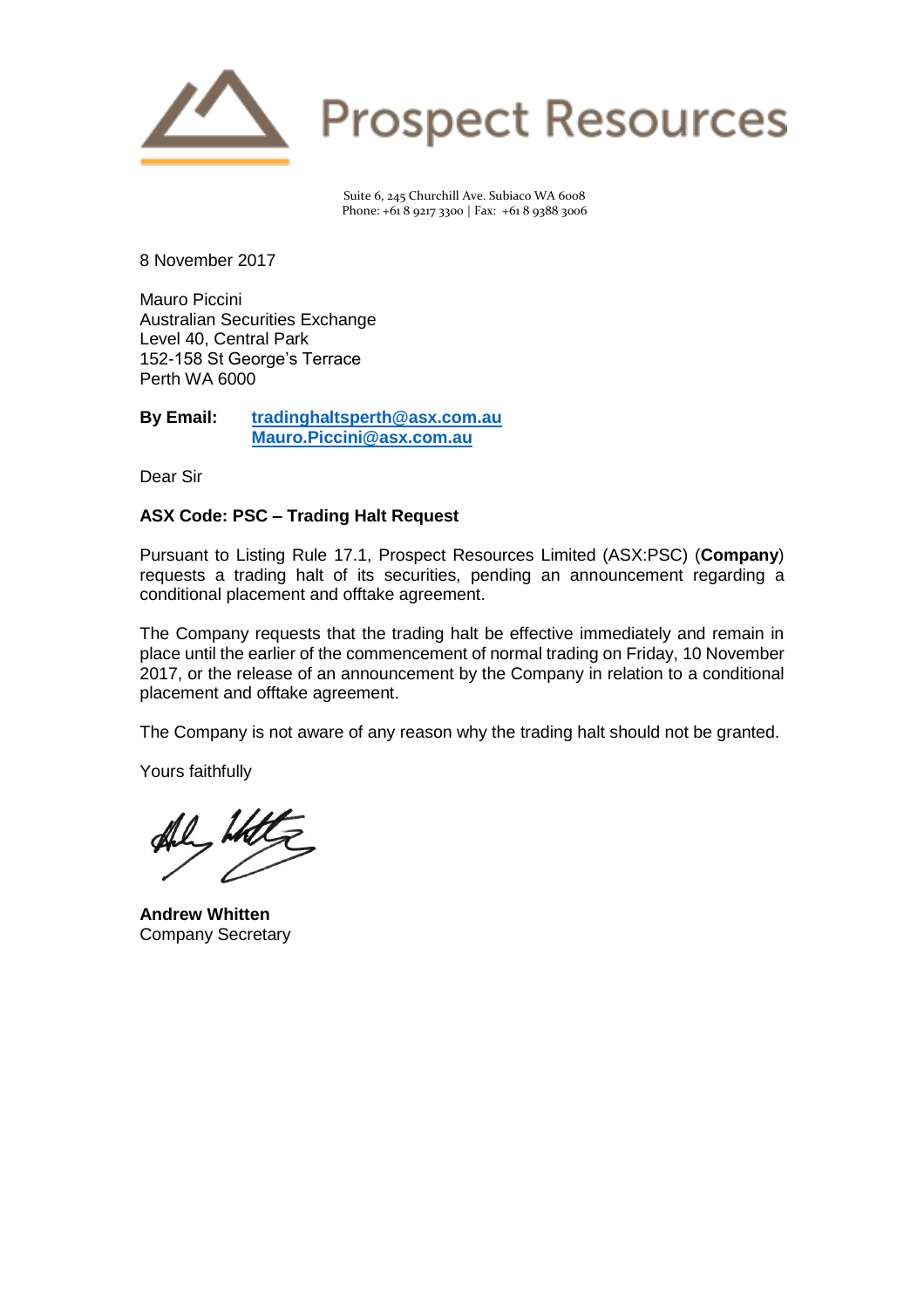# Prospect Resources

Suite 6, 245 Churchill Ave. Subiaco WA 6008
Phone: +61 8 9217 3300 | Fax: +61 8 9388 3006

8 November 2017

Mauro Piccini
Australian Securities Exchange
Level 40, Central Park
152-158 St George's Terrace
Perth WA 6000

**By Email:** **tradinghaltsperth@asx.com.au**
**Mauro.Piccini@asx.com.au**

Dear Sir

**ASX Code: PSC – Trading Halt Request**

Pursuant to Listing Rule 17.1, Prospect Resources Limited (ASX:PSC) (**Company**) requests a trading halt of its securities, pending an announcement regarding a conditional placement and offtake agreement.

The Company requests that the trading halt be effective immediately and remain in place until the earlier of the commencement of normal trading on Friday, 10 November 2017, or the release of an announcement by the Company in relation to a conditional placement and offtake agreement.

The Company is not aware of any reason why the trading halt should not be granted.

Yours faithfully

**Andrew Whitten**
Company Secretary